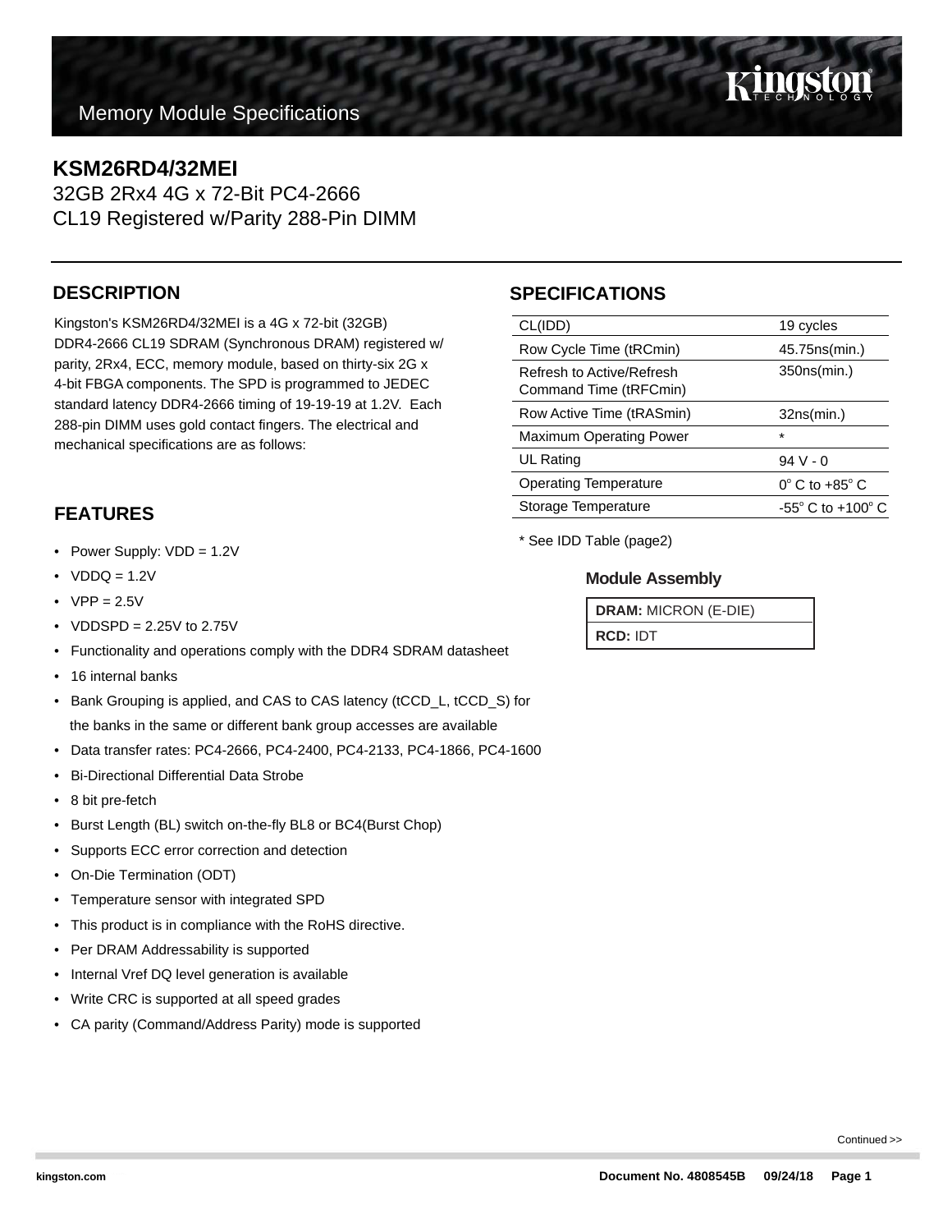Memory Module Specifications

# KSM26RD4/32MEI

32GB 2Rx4 4G x 72-Bit PC4-2666
CL19 Registered w/Parity 288-Pin DIMM

## DESCRIPTION

Kingston's KSM26RD4/32MEI is a 4G x 72-bit (32GB) DDR4-2666 CL19 SDRAM (Synchronous DRAM) registered w/ parity, 2Rx4, ECC, memory module, based on thirty-six 2G x 4-bit FBGA components. The SPD is programmed to JEDEC standard latency DDR4-2666 timing of 19-19-19 at 1.2V. Each 288-pin DIMM uses gold contact fingers. The electrical and mechanical specifications are as follows:

## SPECIFICATIONS

| | |
|---|---|
| CL(IDD) | 19 cycles |
| Row Cycle Time (tRCmin) | 45.75ns(min.) |
| Refresh to Active/Refresh Command Time (tRFCmin) | 350ns(min.) |
| Row Active Time (tRASmin) | 32ns(min.) |
| Maximum Operating Power | * |
| UL Rating | 94 V - 0 |
| Operating Temperature | 0° C to +85° C |
| Storage Temperature | -55° C to +100° C |

* See IDD Table (page2)

### Module Assembly

| |
|---|
| **DRAM:** MICRON (E-DIE) |
| **RCD:** IDT |

## FEATURES

- Power Supply: VDD = 1.2V
- VDDQ = 1.2V
- VPP = 2.5V
- VDDSPD = 2.25V to 2.75V
- Functionality and operations comply with the DDR4 SDRAM datasheet
- 16 internal banks
- Bank Grouping is applied, and CAS to CAS latency (tCCD_L, tCCD_S) for the banks in the same or different bank group accesses are available
- Data transfer rates: PC4-2666, PC4-2400, PC4-2133, PC4-1866, PC4-1600
- Bi-Directional Differential Data Strobe
- 8 bit pre-fetch
- Burst Length (BL) switch on-the-fly BL8 or BC4(Burst Chop)
- Supports ECC error correction and detection
- On-Die Termination (ODT)
- Temperature sensor with integrated SPD
- This product is in compliance with the RoHS directive.
- Per DRAM Addressability is supported
- Internal Vref DQ level generation is available
- Write CRC is supported at all speed grades
- CA parity (Command/Address Parity) mode is supported

Continued >>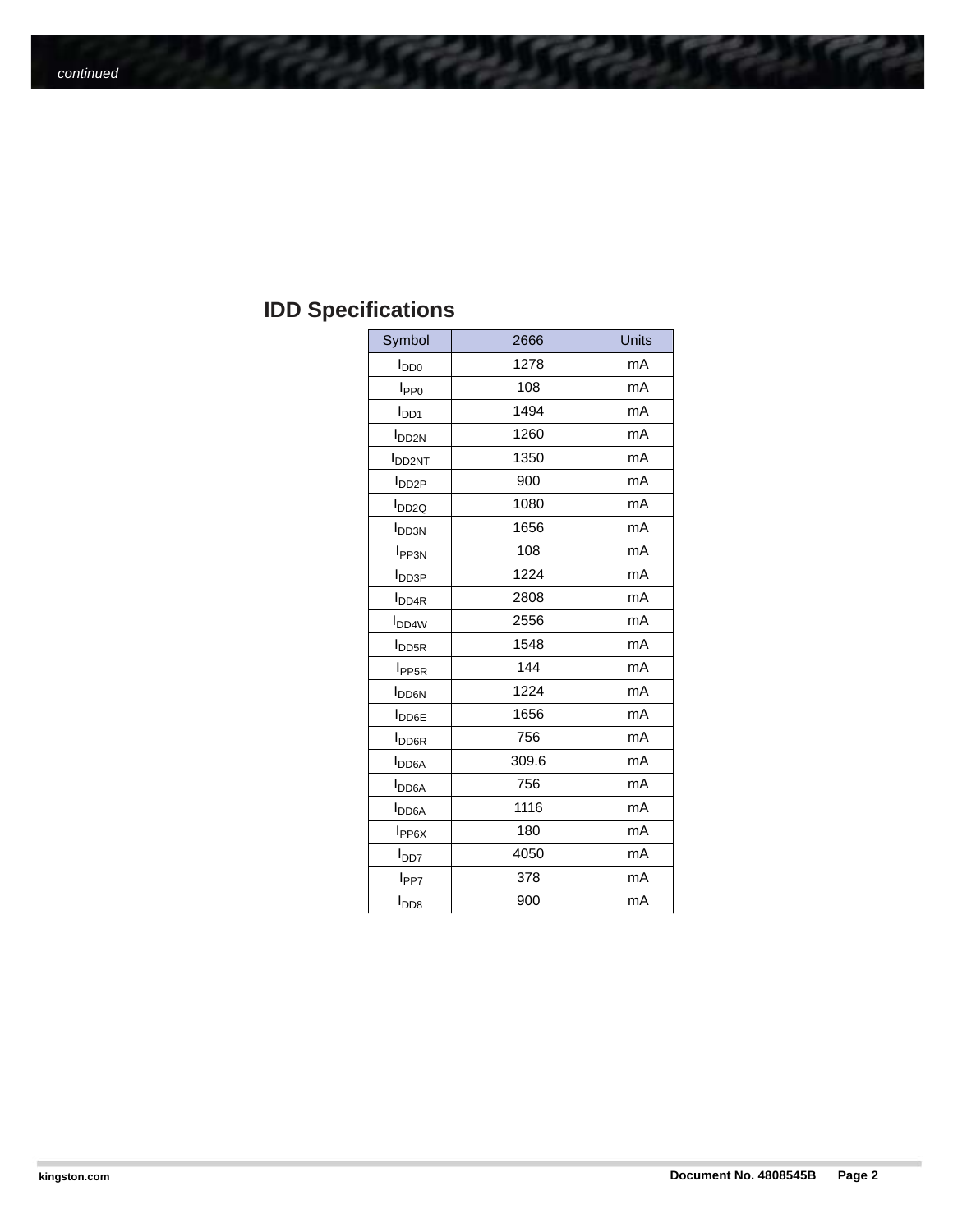## IDD Specifications

| Symbol | 2666 | Units |
|---|---|---|
| $I_{DD0}$ | 1278 | mA |
| $I_{PP0}$ | 108 | mA |
| $I_{DD1}$ | 1494 | mA |
| $I_{DD2N}$ | 1260 | mA |
| $I_{DD2NT}$ | 1350 | mA |
| $I_{DD2P}$ | 900 | mA |
| $I_{DD2Q}$ | 1080 | mA |
| $I_{DD3N}$ | 1656 | mA |
| $I_{PP3N}$ | 108 | mA |
| $I_{DD3P}$ | 1224 | mA |
| $I_{DD4R}$ | 2808 | mA |
| $I_{DD4W}$ | 2556 | mA |
| $I_{DD5R}$ | 1548 | mA |
| $I_{PP5R}$ | 144 | mA |
| $I_{DD6N}$ | 1224 | mA |
| $I_{DD6E}$ | 1656 | mA |
| $I_{DD6R}$ | 756 | mA |
| $I_{DD6A}$ | 309.6 | mA |
| $I_{DD6A}$ | 756 | mA |
| $I_{DD6A}$ | 1116 | mA |
| $I_{PP6X}$ | 180 | mA |
| $I_{DD7}$ | 4050 | mA |
| $I_{PP7}$ | 378 | mA |
| $I_{DD8}$ | 900 | mA |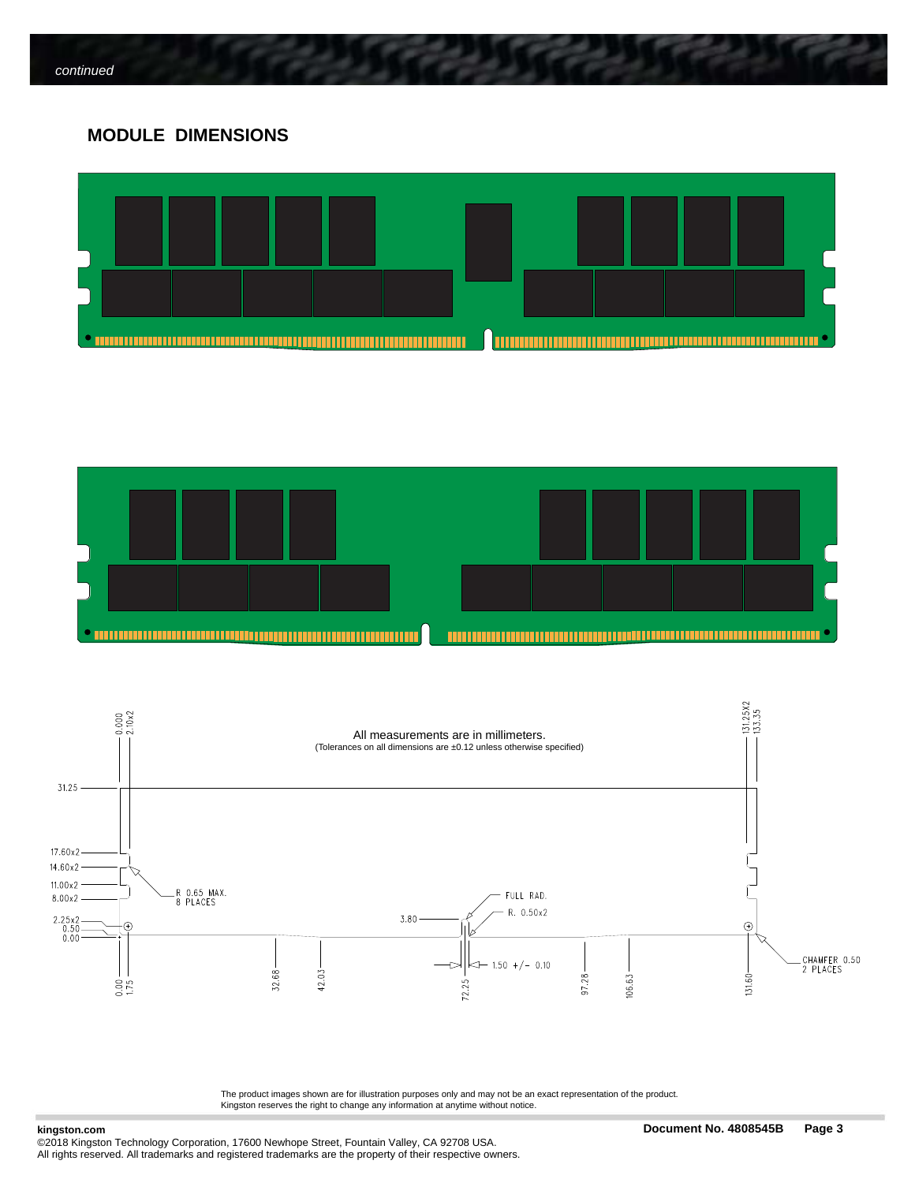*continued*

## MODULE DIMENSIONS

All measurements are in millimeters.
(Tolerances on all dimensions are ±0.12 unless otherwise specified)

0.000
2.10x2
131.25X2
133.35
31.25
17.60x2
14.60x2
11.00x2
8.00x2
R 0.65 MAX.
8 PLACES
FULL RAD.
R. 0.50x2
3.80
2.25x2
0.50
0.00
1.50 +/- 0.10
CHAMFER 0.50
2 PLACES
0.00
1.75
32.68
42.03
72.25
97.28
106.63
131.60

The product images shown are for illustration purposes only and may not be an exact representation of the product.
Kingston reserves the right to change any information at anytime without notice.

**kingston.com**
©2018 Kingston Technology Corporation, 17600 Newhope Street, Fountain Valley, CA 92708 USA.
All rights reserved. All trademarks and registered trademarks are the property of their respective owners.

**Document No. 4808545B**